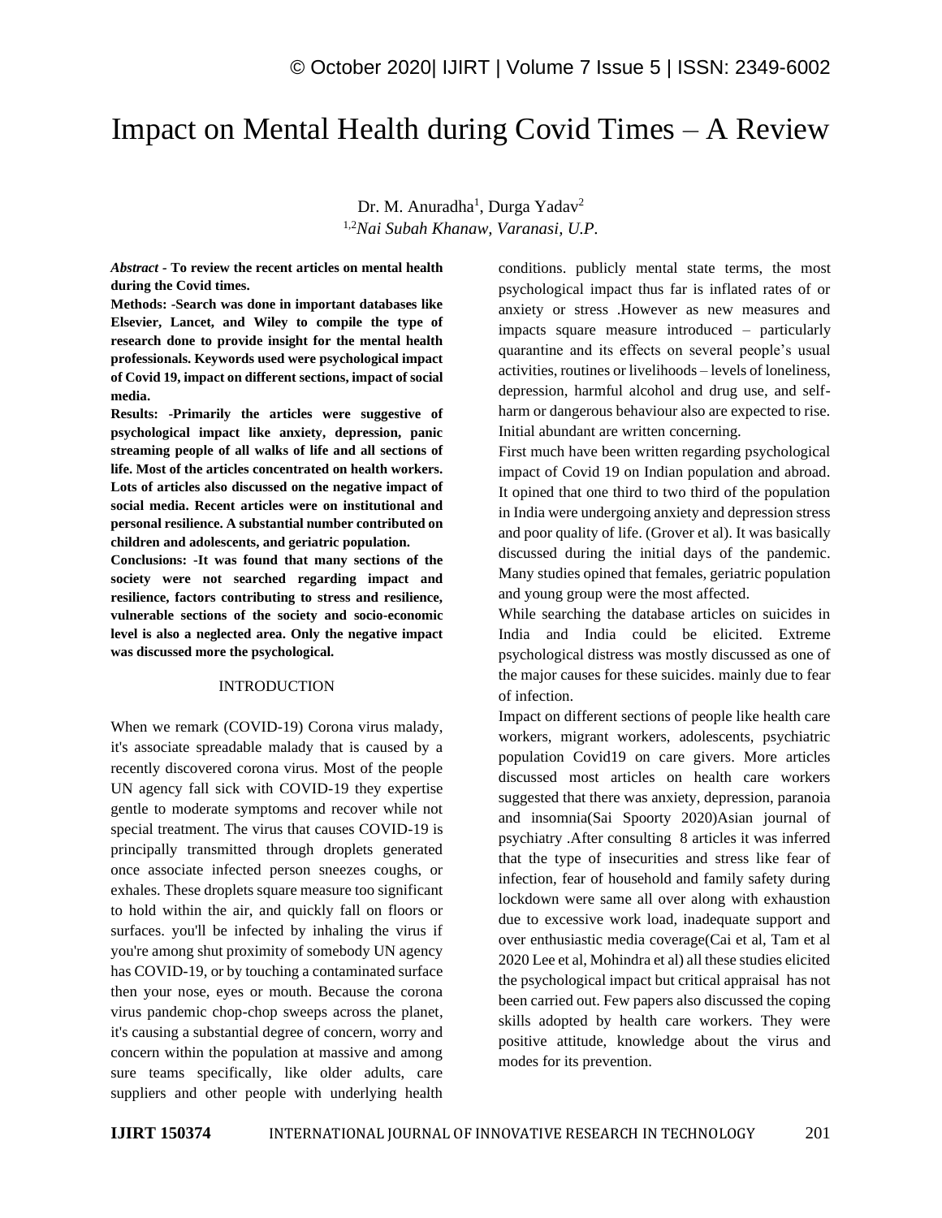# Impact on Mental Health during Covid Times – A Review

Dr. M. Anuradha[1], Durga Yadav[2]

[1,2]*Nai Subah Khanaw, Varanasi, U.P.*

***Abstract* - To review the recent articles on mental health during the Covid times.**

**Methods: -Search was done in important databases like Elsevier, Lancet, and Wiley to compile the type of research done to provide insight for the mental health professionals. Keywords used were psychological impact of Covid 19, impact on different sections, impact of social media.**

**Results: -Primarily the articles were suggestive of psychological impact like anxiety, depression, panic streaming people of all walks of life and all sections of life. Most of the articles concentrated on health workers. Lots of articles also discussed on the negative impact of social media. Recent articles were on institutional and personal resilience. A substantial number contributed on children and adolescents, and geriatric population.**

**Conclusions: -It was found that many sections of the society were not searched regarding impact and resilience, factors contributing to stress and resilience, vulnerable sections of the society and socio-economic level is also a neglected area. Only the negative impact was discussed more the psychological.**

## INTRODUCTION

When we remark (COVID-19) Corona virus malady, it's associate spreadable malady that is caused by a recently discovered corona virus. Most of the people UN agency fall sick with COVID-19 they expertise gentle to moderate symptoms and recover while not special treatment. The virus that causes COVID-19 is principally transmitted through droplets generated once associate infected person sneezes coughs, or exhales. These droplets square measure too significant to hold within the air, and quickly fall on floors or surfaces. you'll be infected by inhaling the virus if you're among shut proximity of somebody UN agency has COVID-19, or by touching a contaminated surface then your nose, eyes or mouth. Because the corona virus pandemic chop-chop sweeps across the planet, it's causing a substantial degree of concern, worry and concern within the population at massive and among sure teams specifically, like older adults, care suppliers and other people with underlying health conditions. publicly mental state terms, the most psychological impact thus far is inflated rates of or anxiety or stress .However as new measures and impacts square measure introduced – particularly quarantine and its effects on several people's usual activities, routines or livelihoods – levels of loneliness, depression, harmful alcohol and drug use, and self-harm or dangerous behaviour also are expected to rise. Initial abundant are written concerning.

First much have been written regarding psychological impact of Covid 19 on Indian population and abroad. It opined that one third to two third of the population in India were undergoing anxiety and depression stress and poor quality of life. (Grover et al). It was basically discussed during the initial days of the pandemic. Many studies opined that females, geriatric population and young group were the most affected.

While searching the database articles on suicides in India and India could be elicited. Extreme psychological distress was mostly discussed as one of the major causes for these suicides. mainly due to fear of infection.

Impact on different sections of people like health care workers, migrant workers, adolescents, psychiatric population Covid19 on care givers. More articles discussed most articles on health care workers suggested that there was anxiety, depression, paranoia and insomnia(Sai Spoorty 2020)Asian journal of psychiatry .After consulting 8 articles it was inferred that the type of insecurities and stress like fear of infection, fear of household and family safety during lockdown were same all over along with exhaustion due to excessive work load, inadequate support and over enthusiastic media coverage(Cai et al, Tam et al 2020 Lee et al, Mohindra et al) all these studies elicited the psychological impact but critical appraisal has not been carried out. Few papers also discussed the coping skills adopted by health care workers. They were positive attitude, knowledge about the virus and modes for its prevention.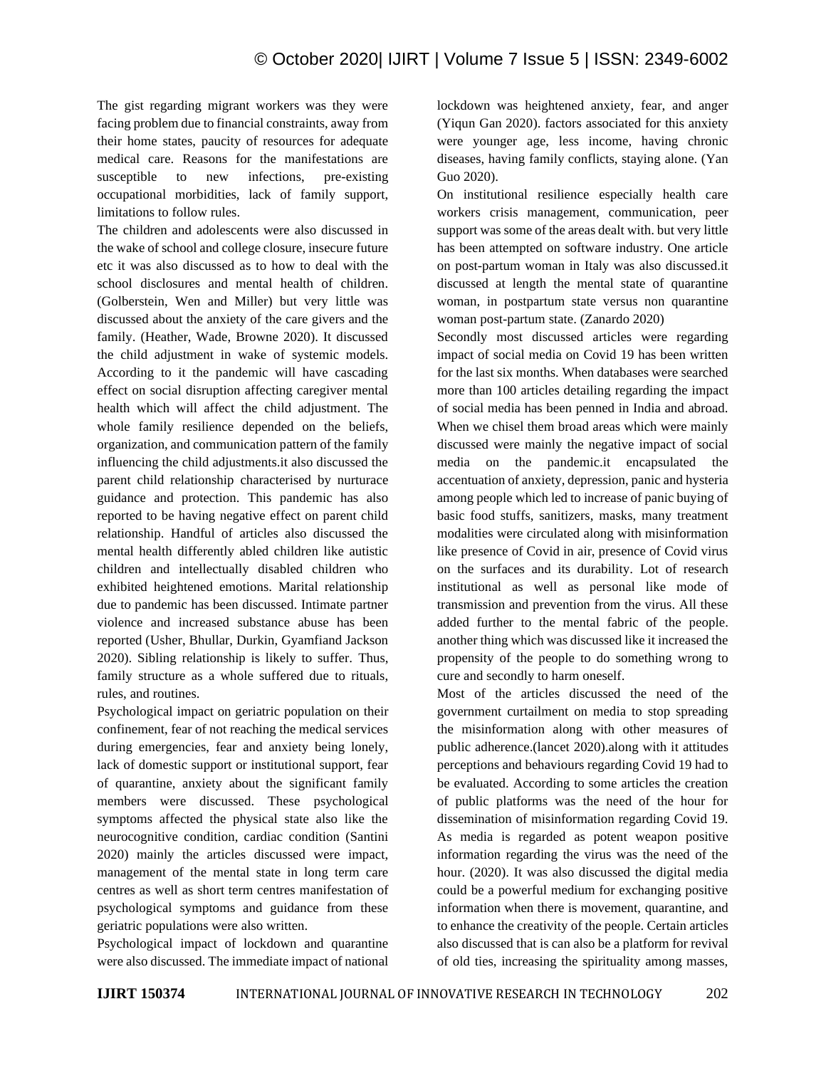The gist regarding migrant workers was they were facing problem due to financial constraints, away from their home states, paucity of resources for adequate medical care. Reasons for the manifestations are susceptible to new infections, pre-existing occupational morbidities, lack of family support, limitations to follow rules.

The children and adolescents were also discussed in the wake of school and college closure, insecure future etc it was also discussed as to how to deal with the school disclosures and mental health of children. (Golberstein, Wen and Miller) but very little was discussed about the anxiety of the care givers and the family. (Heather, Wade, Browne 2020). It discussed the child adjustment in wake of systemic models. According to it the pandemic will have cascading effect on social disruption affecting caregiver mental health which will affect the child adjustment. The whole family resilience depended on the beliefs, organization, and communication pattern of the family influencing the child adjustments.it also discussed the parent child relationship characterised by nurturace guidance and protection. This pandemic has also reported to be having negative effect on parent child relationship. Handful of articles also discussed the mental health differently abled children like autistic children and intellectually disabled children who exhibited heightened emotions. Marital relationship due to pandemic has been discussed. Intimate partner violence and increased substance abuse has been reported (Usher, Bhullar, Durkin, Gyamfiand Jackson 2020). Sibling relationship is likely to suffer. Thus, family structure as a whole suffered due to rituals, rules, and routines.

Psychological impact on geriatric population on their confinement, fear of not reaching the medical services during emergencies, fear and anxiety being lonely, lack of domestic support or institutional support, fear of quarantine, anxiety about the significant family members were discussed. These psychological symptoms affected the physical state also like the neurocognitive condition, cardiac condition (Santini 2020) mainly the articles discussed were impact, management of the mental state in long term care centres as well as short term centres manifestation of psychological symptoms and guidance from these geriatric populations were also written.

Psychological impact of lockdown and quarantine were also discussed. The immediate impact of national lockdown was heightened anxiety, fear, and anger (Yiqun Gan 2020). factors associated for this anxiety were younger age, less income, having chronic diseases, having family conflicts, staying alone. (Yan Guo 2020).

On institutional resilience especially health care workers crisis management, communication, peer support was some of the areas dealt with. but very little has been attempted on software industry. One article on post-partum woman in Italy was also discussed.it discussed at length the mental state of quarantine woman, in postpartum state versus non quarantine woman post-partum state. (Zanardo 2020)

Secondly most discussed articles were regarding impact of social media on Covid 19 has been written for the last six months. When databases were searched more than 100 articles detailing regarding the impact of social media has been penned in India and abroad. When we chisel them broad areas which were mainly discussed were mainly the negative impact of social media on the pandemic.it encapsulated the accentuation of anxiety, depression, panic and hysteria among people which led to increase of panic buying of basic food stuffs, sanitizers, masks, many treatment modalities were circulated along with misinformation like presence of Covid in air, presence of Covid virus on the surfaces and its durability. Lot of research institutional as well as personal like mode of transmission and prevention from the virus. All these added further to the mental fabric of the people. another thing which was discussed like it increased the propensity of the people to do something wrong to cure and secondly to harm oneself.

Most of the articles discussed the need of the government curtailment on media to stop spreading the misinformation along with other measures of public adherence.(lancet 2020).along with it attitudes perceptions and behaviours regarding Covid 19 had to be evaluated. According to some articles the creation of public platforms was the need of the hour for dissemination of misinformation regarding Covid 19. As media is regarded as potent weapon positive information regarding the virus was the need of the hour. (2020). It was also discussed the digital media could be a powerful medium for exchanging positive information when there is movement, quarantine, and to enhance the creativity of the people. Certain articles also discussed that is can also be a platform for revival of old ties, increasing the spirituality among masses,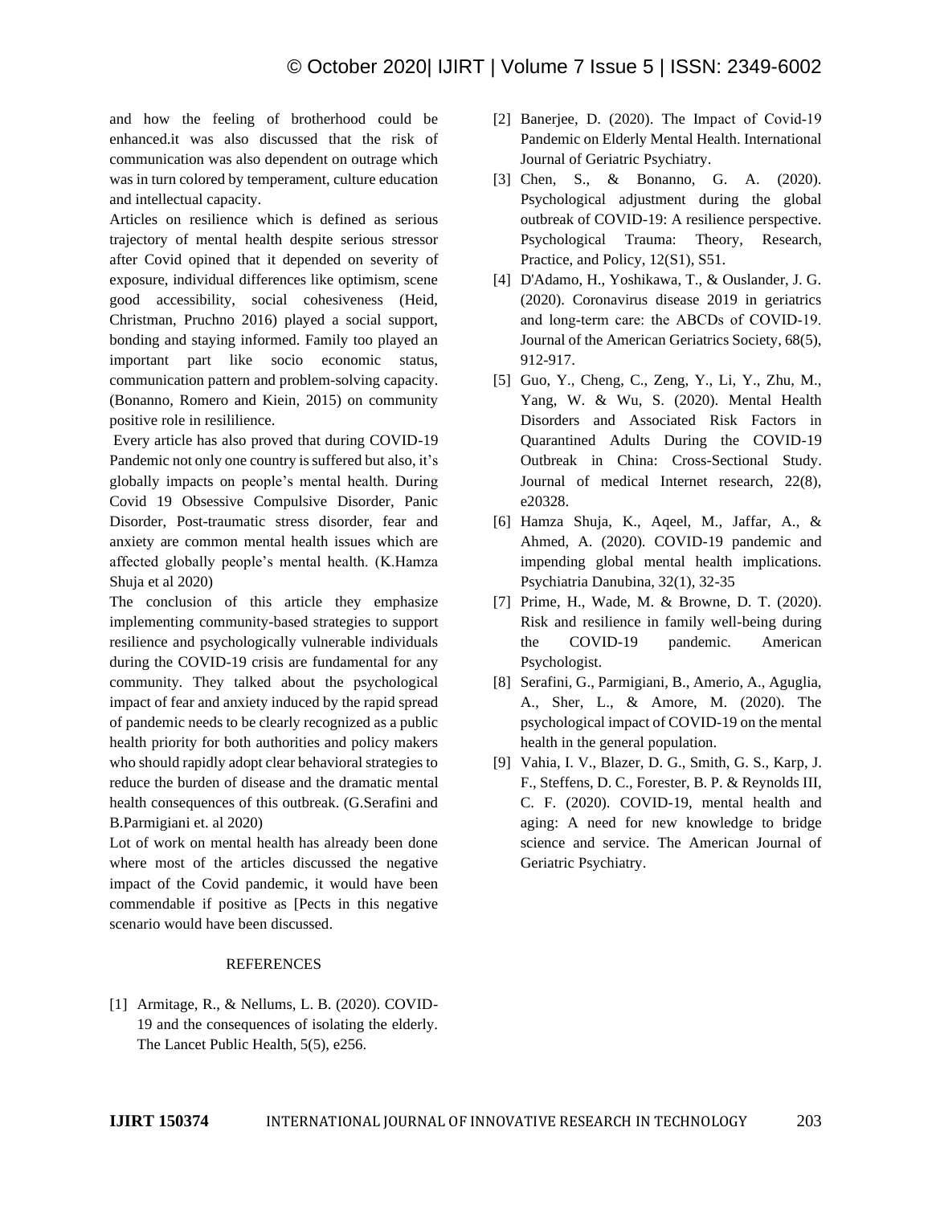and how the feeling of brotherhood could be enhanced.it was also discussed that the risk of communication was also dependent on outrage which was in turn colored by temperament, culture education and intellectual capacity.

Articles on resilience which is defined as serious trajectory of mental health despite serious stressor after Covid opined that it depended on severity of exposure, individual differences like optimism, scene good accessibility, social cohesiveness (Heid, Christman, Pruchno 2016) played a social support, bonding and staying informed. Family too played an important part like socio economic status, communication pattern and problem-solving capacity. (Bonanno, Romero and Kiein, 2015) on community positive role in resililience.

Every article has also proved that during COVID-19 Pandemic not only one country is suffered but also, it's globally impacts on people's mental health. During Covid 19 Obsessive Compulsive Disorder, Panic Disorder, Post-traumatic stress disorder, fear and anxiety are common mental health issues which are affected globally people's mental health. (K.Hamza Shuja et al 2020)

The conclusion of this article they emphasize implementing community-based strategies to support resilience and psychologically vulnerable individuals during the COVID-19 crisis are fundamental for any community. They talked about the psychological impact of fear and anxiety induced by the rapid spread of pandemic needs to be clearly recognized as a public health priority for both authorities and policy makers who should rapidly adopt clear behavioral strategies to reduce the burden of disease and the dramatic mental health consequences of this outbreak. (G.Serafini and B.Parmigiani et. al 2020)

Lot of work on mental health has already been done where most of the articles discussed the negative impact of the Covid pandemic, it would have been commendable if positive as [Pects in this negative scenario would have been discussed.

## REFERENCES

[1] Armitage, R., & Nellums, L. B. (2020). COVID-19 and the consequences of isolating the elderly. The Lancet Public Health, 5(5), e256.

[2] Banerjee, D. (2020). The Impact of Covid-19 Pandemic on Elderly Mental Health. International Journal of Geriatric Psychiatry.

[3] Chen, S., & Bonanno, G. A. (2020). Psychological adjustment during the global outbreak of COVID-19: A resilience perspective. Psychological Trauma: Theory, Research, Practice, and Policy, 12(S1), S51.

[4] D'Adamo, H., Yoshikawa, T., & Ouslander, J. G. (2020). Coronavirus disease 2019 in geriatrics and long-term care: the ABCDs of COVID-19. Journal of the American Geriatrics Society, 68(5), 912-917.

[5] Guo, Y., Cheng, C., Zeng, Y., Li, Y., Zhu, M., Yang, W. & Wu, S. (2020). Mental Health Disorders and Associated Risk Factors in Quarantined Adults During the COVID-19 Outbreak in China: Cross-Sectional Study. Journal of medical Internet research, 22(8), e20328.

[6] Hamza Shuja, K., Aqeel, M., Jaffar, A., & Ahmed, A. (2020). COVID-19 pandemic and impending global mental health implications. Psychiatria Danubina, 32(1), 32-35

[7] Prime, H., Wade, M. & Browne, D. T. (2020). Risk and resilience in family well-being during the COVID-19 pandemic. American Psychologist.

[8] Serafini, G., Parmigiani, B., Amerio, A., Aguglia, A., Sher, L., & Amore, M. (2020). The psychological impact of COVID-19 on the mental health in the general population.

[9] Vahia, I. V., Blazer, D. G., Smith, G. S., Karp, J. F., Steffens, D. C., Forester, B. P. & Reynolds III, C. F. (2020). COVID-19, mental health and aging: A need for new knowledge to bridge science and service. The American Journal of Geriatric Psychiatry.